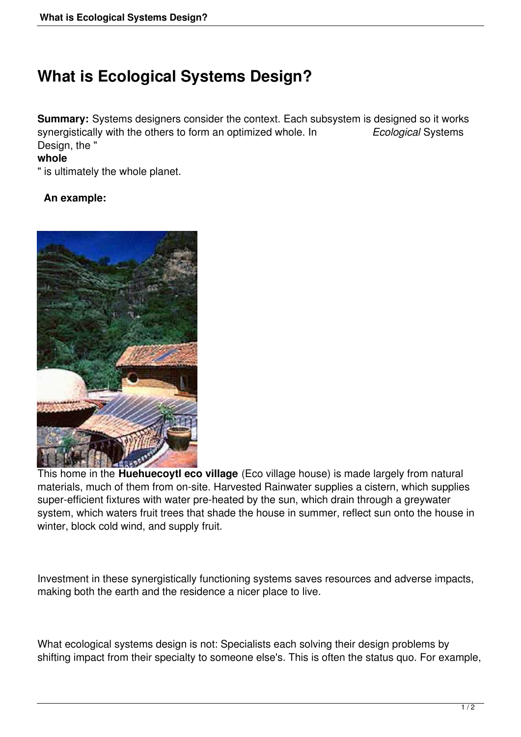# What is Ecological Systems Design?

**Summary:** Systems designers consider the context. Each subsystem is designed so it works synergistically with the others to form an optimized whole. In *Ecological* Systems Design, the "**whole**" is ultimately the whole planet.

**An example:**

This home in the **Huehuecoytl eco village** (Eco village house) is made largely from natural materials, much of them from on-site. Harvested Rainwater supplies a cistern, which supplies super-efficient fixtures with water pre-heated by the sun, which drain through a greywater system, which waters fruit trees that shade the house in summer, reflect sun onto the house in winter, block cold wind, and supply fruit.

Investment in these synergistically functioning systems saves resources and adverse impacts, making both the earth and the residence a nicer place to live.

What ecological systems design is not: Specialists each solving their design problems by shifting impact from their specialty to someone else's. This is often the status quo. For example,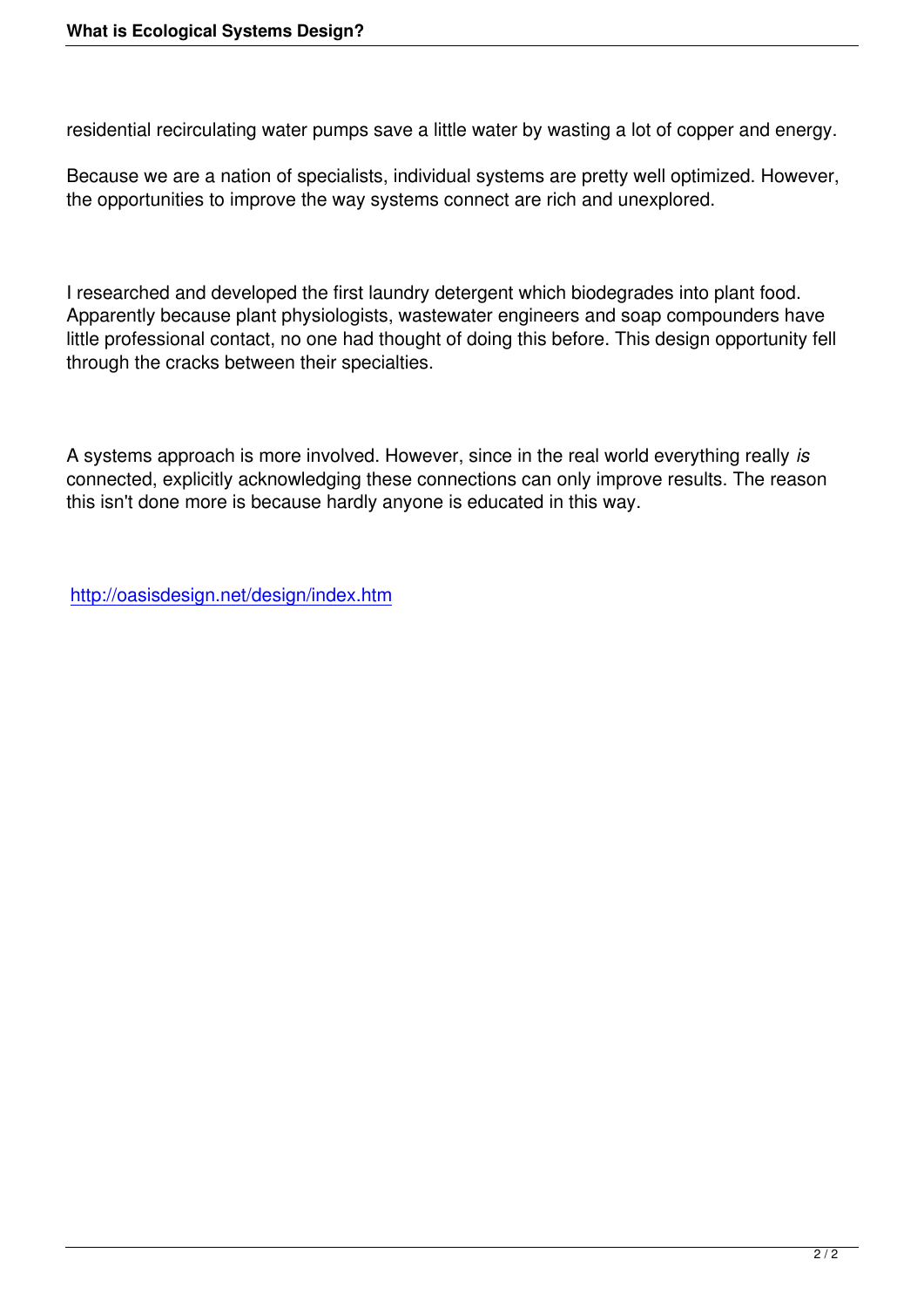residential recirculating water pumps save a little water by wasting a lot of copper and energy.

Because we are a nation of specialists, individual systems are pretty well optimized. However, the opportunities to improve the way systems connect are rich and unexplored.

I researched and developed the first laundry detergent which biodegrades into plant food. Apparently because plant physiologists, wastewater engineers and soap compounders have little professional contact, no one had thought of doing this before. This design opportunity fell through the cracks between their specialties.

A systems approach is more involved. However, since in the real world everything really *is* connected, explicitly acknowledging these connections can only improve results. The reason this isn't done more is because hardly anyone is educated in this way.

http://oasisdesign.net/design/index.htm